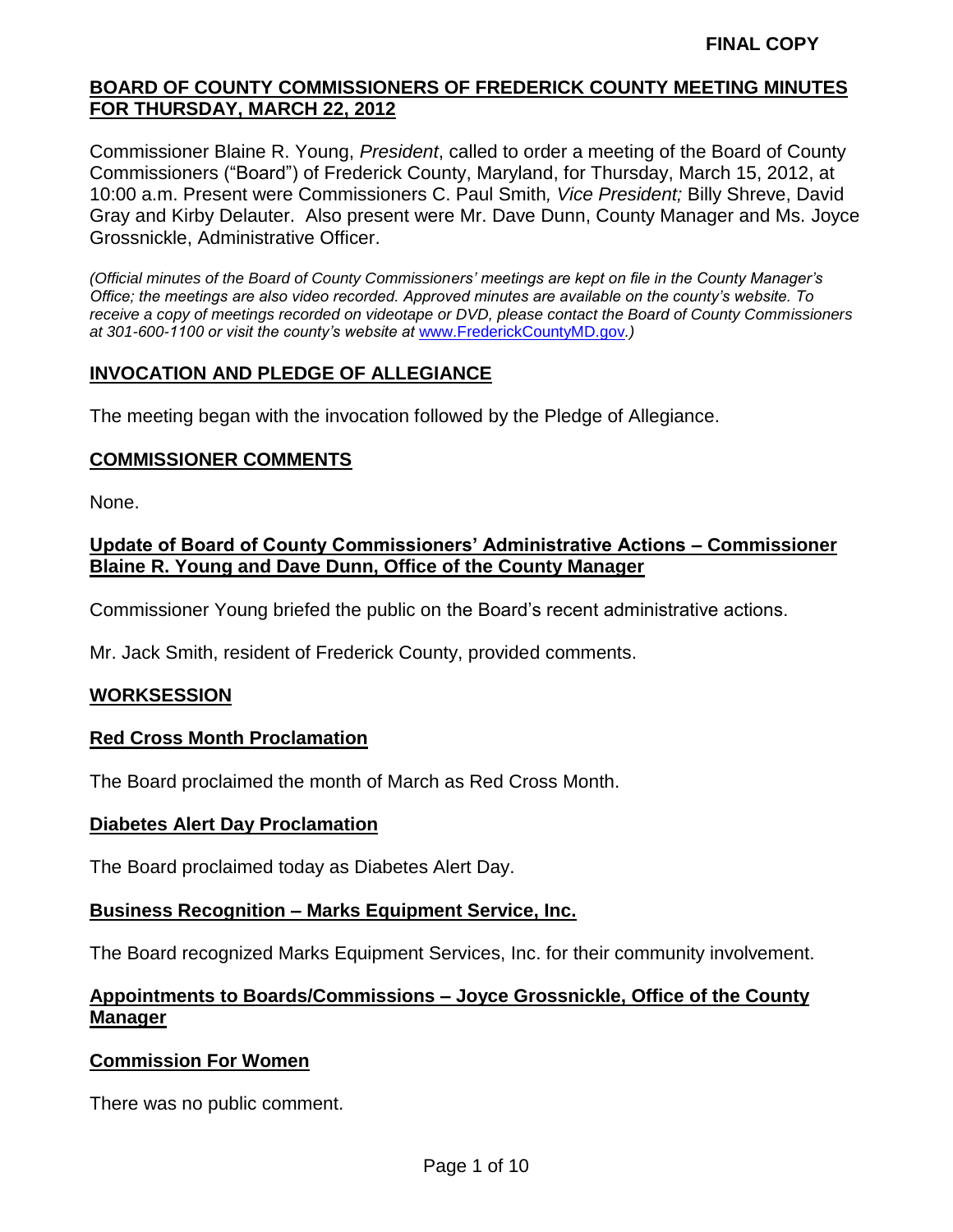**FINAL COPY**

## BOARD OF COUNTY COMMISSIONERS OF FREDERICK COUNTY MEETING MINUTES FOR THURSDAY, MARCH 22, 2012

Commissioner Blaine R. Young, *President*, called to order a meeting of the Board of County Commissioners ("Board") of Frederick County, Maryland, for Thursday, March 15, 2012, at 10:00 a.m. Present were Commissioners C. Paul Smith*, Vice President;* Billy Shreve, David Gray and Kirby Delauter. Also present were Mr. Dave Dunn, County Manager and Ms. Joyce Grossnickle, Administrative Officer.

*(Official minutes of the Board of County Commissioners' meetings are kept on file in the County Manager's Office; the meetings are also video recorded. Approved minutes are available on the county's website. To receive a copy of meetings recorded on videotape or DVD, please contact the Board of County Commissioners at 301-600-1100 or visit the county's website at* [www.FrederickCountyMD.gov](http://www.FrederickCountyMD.gov)*.)*

## INVOCATION AND PLEDGE OF ALLEGIANCE

The meeting began with the invocation followed by the Pledge of Allegiance.

## COMMISSIONER COMMENTS

None.

## Update of Board of County Commissioners' Administrative Actions – Commissioner Blaine R. Young and Dave Dunn, Office of the County Manager

Commissioner Young briefed the public on the Board's recent administrative actions.

Mr. Jack Smith, resident of Frederick County, provided comments.

## WORKSESSION

### Red Cross Month Proclamation

The Board proclaimed the month of March as Red Cross Month.

### Diabetes Alert Day Proclamation

The Board proclaimed today as Diabetes Alert Day.

### Business Recognition – Marks Equipment Service, Inc.

The Board recognized Marks Equipment Services, Inc. for their community involvement.

### Appointments to Boards/Commissions – Joyce Grossnickle, Office of the County Manager

### Commission For Women

There was no public comment.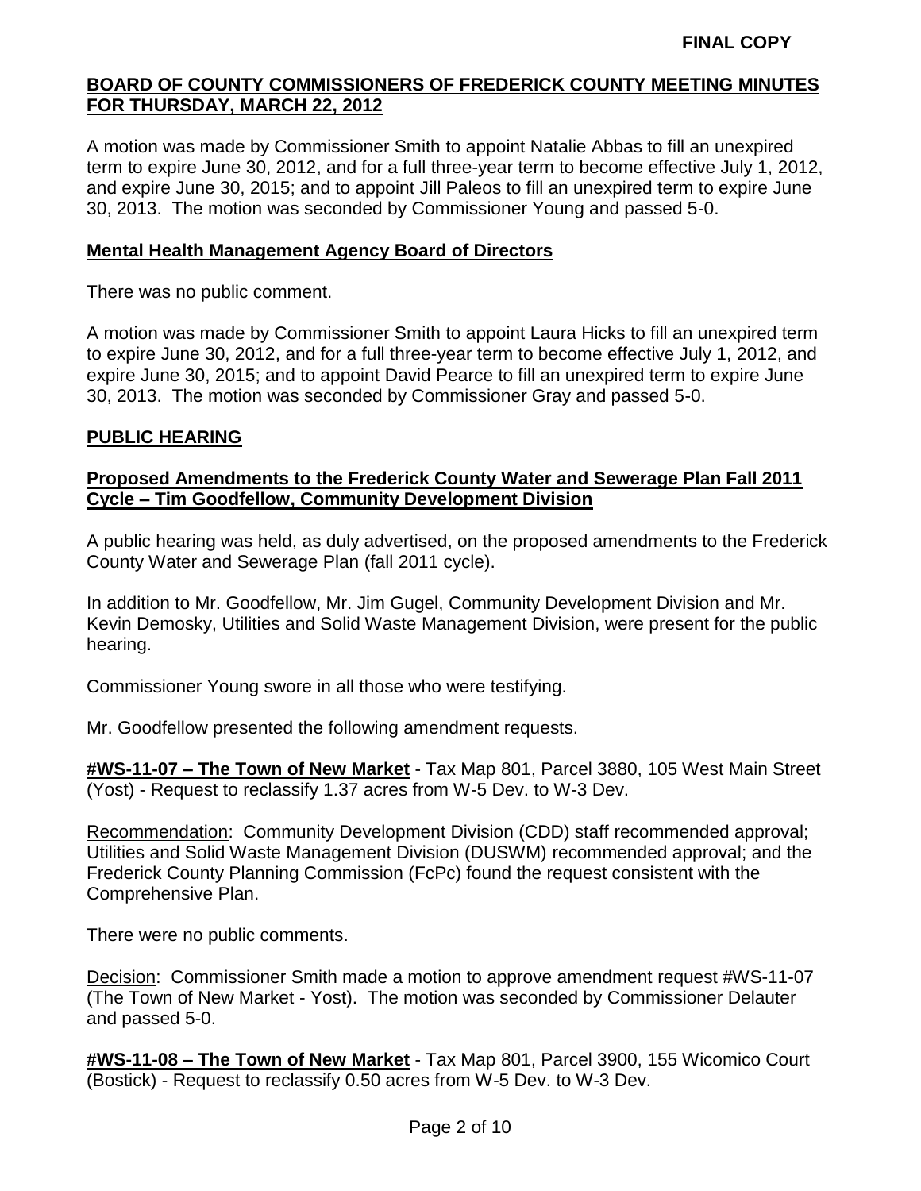A motion was made by Commissioner Smith to appoint Natalie Abbas to fill an unexpired term to expire June 30, 2012, and for a full three-year term to become effective July 1, 2012, and expire June 30, 2015; and to appoint Jill Paleos to fill an unexpired term to expire June 30, 2013. The motion was seconded by Commissioner Young and passed 5-0.

**Mental Health Management Agency Board of Directors**

There was no public comment.

A motion was made by Commissioner Smith to appoint Laura Hicks to fill an unexpired term to expire June 30, 2012, and for a full three-year term to become effective July 1, 2012, and expire June 30, 2015; and to appoint David Pearce to fill an unexpired term to expire June 30, 2013. The motion was seconded by Commissioner Gray and passed 5-0.

## PUBLIC HEARING

**Proposed Amendments to the Frederick County Water and Sewerage Plan Fall 2011 Cycle – Tim Goodfellow, Community Development Division**

A public hearing was held, as duly advertised, on the proposed amendments to the Frederick County Water and Sewerage Plan (fall 2011 cycle).

In addition to Mr. Goodfellow, Mr. Jim Gugel, Community Development Division and Mr. Kevin Demosky, Utilities and Solid Waste Management Division, were present for the public hearing.

Commissioner Young swore in all those who were testifying.

Mr. Goodfellow presented the following amendment requests.

**#WS-11-07 – The Town of New Market** - Tax Map 801, Parcel 3880, 105 West Main Street (Yost) - Request to reclassify 1.37 acres from W-5 Dev. to W-3 Dev.

Recommendation: Community Development Division (CDD) staff recommended approval; Utilities and Solid Waste Management Division (DUSWM) recommended approval; and the Frederick County Planning Commission (FcPc) found the request consistent with the Comprehensive Plan.

There were no public comments.

Decision: Commissioner Smith made a motion to approve amendment request #WS-11-07 (The Town of New Market - Yost). The motion was seconded by Commissioner Delauter and passed 5-0.

**#WS-11-08 – The Town of New Market** - Tax Map 801, Parcel 3900, 155 Wicomico Court (Bostick) - Request to reclassify 0.50 acres from W-5 Dev. to W-3 Dev.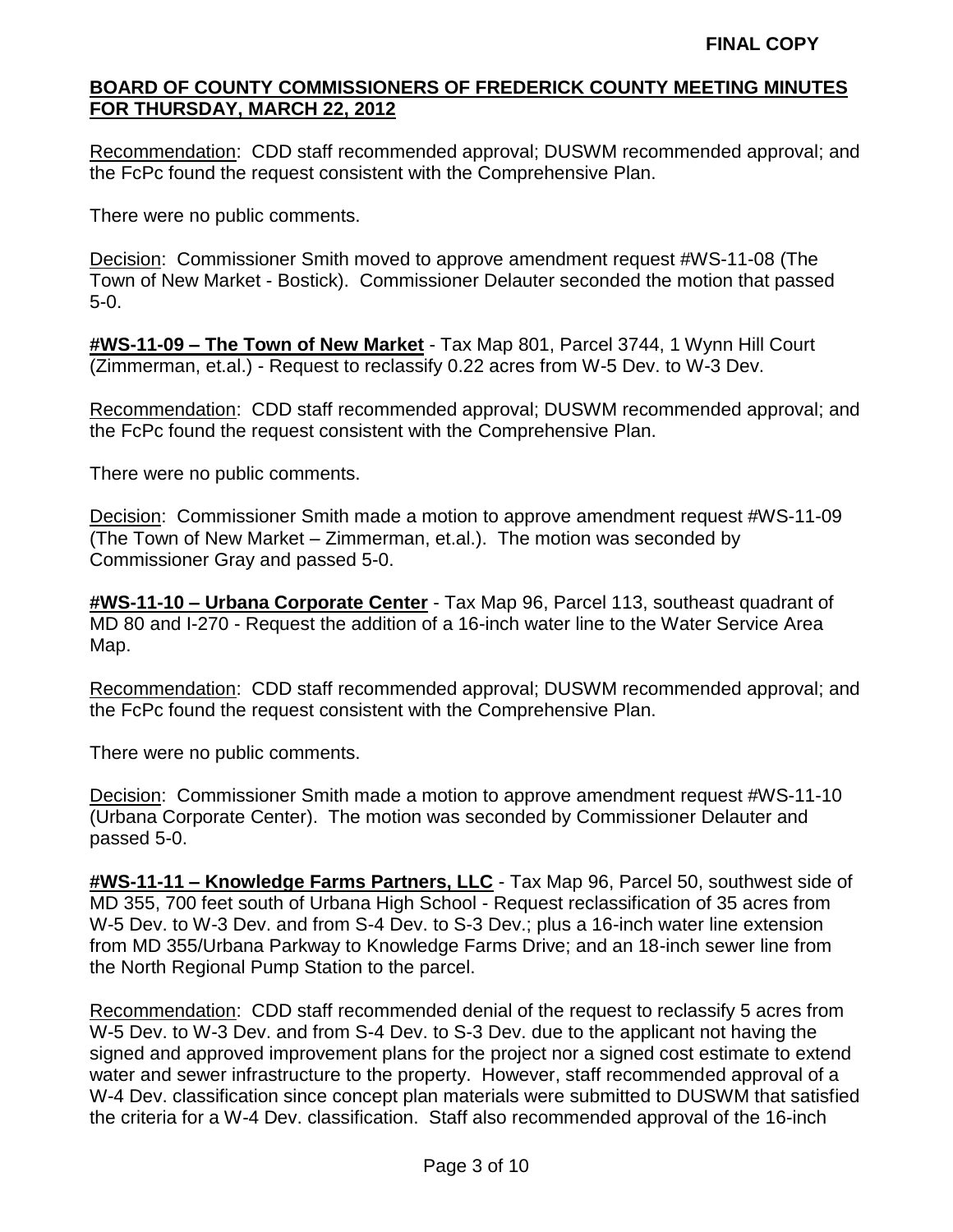Recommendation: CDD staff recommended approval; DUSWM recommended approval; and the FcPc found the request consistent with the Comprehensive Plan.

There were no public comments.

Decision: Commissioner Smith moved to approve amendment request #WS-11-08 (The Town of New Market - Bostick). Commissioner Delauter seconded the motion that passed 5-0.

**#WS-11-09 – The Town of New Market** - Tax Map 801, Parcel 3744, 1 Wynn Hill Court (Zimmerman, et.al.) - Request to reclassify 0.22 acres from W-5 Dev. to W-3 Dev.

Recommendation: CDD staff recommended approval; DUSWM recommended approval; and the FcPc found the request consistent with the Comprehensive Plan.

There were no public comments.

Decision: Commissioner Smith made a motion to approve amendment request #WS-11-09 (The Town of New Market – Zimmerman, et.al.). The motion was seconded by Commissioner Gray and passed 5-0.

**#WS-11-10 – Urbana Corporate Center** - Tax Map 96, Parcel 113, southeast quadrant of MD 80 and I-270 - Request the addition of a 16-inch water line to the Water Service Area Map.

Recommendation: CDD staff recommended approval; DUSWM recommended approval; and the FcPc found the request consistent with the Comprehensive Plan.

There were no public comments.

Decision: Commissioner Smith made a motion to approve amendment request #WS-11-10 (Urbana Corporate Center). The motion was seconded by Commissioner Delauter and passed 5-0.

**#WS-11-11 – Knowledge Farms Partners, LLC** - Tax Map 96, Parcel 50, southwest side of MD 355, 700 feet south of Urbana High School - Request reclassification of 35 acres from W-5 Dev. to W-3 Dev. and from S-4 Dev. to S-3 Dev.; plus a 16-inch water line extension from MD 355/Urbana Parkway to Knowledge Farms Drive; and an 18-inch sewer line from the North Regional Pump Station to the parcel.

Recommendation: CDD staff recommended denial of the request to reclassify 5 acres from W-5 Dev. to W-3 Dev. and from S-4 Dev. to S-3 Dev. due to the applicant not having the signed and approved improvement plans for the project nor a signed cost estimate to extend water and sewer infrastructure to the property. However, staff recommended approval of a W-4 Dev. classification since concept plan materials were submitted to DUSWM that satisfied the criteria for a W-4 Dev. classification. Staff also recommended approval of the 16-inch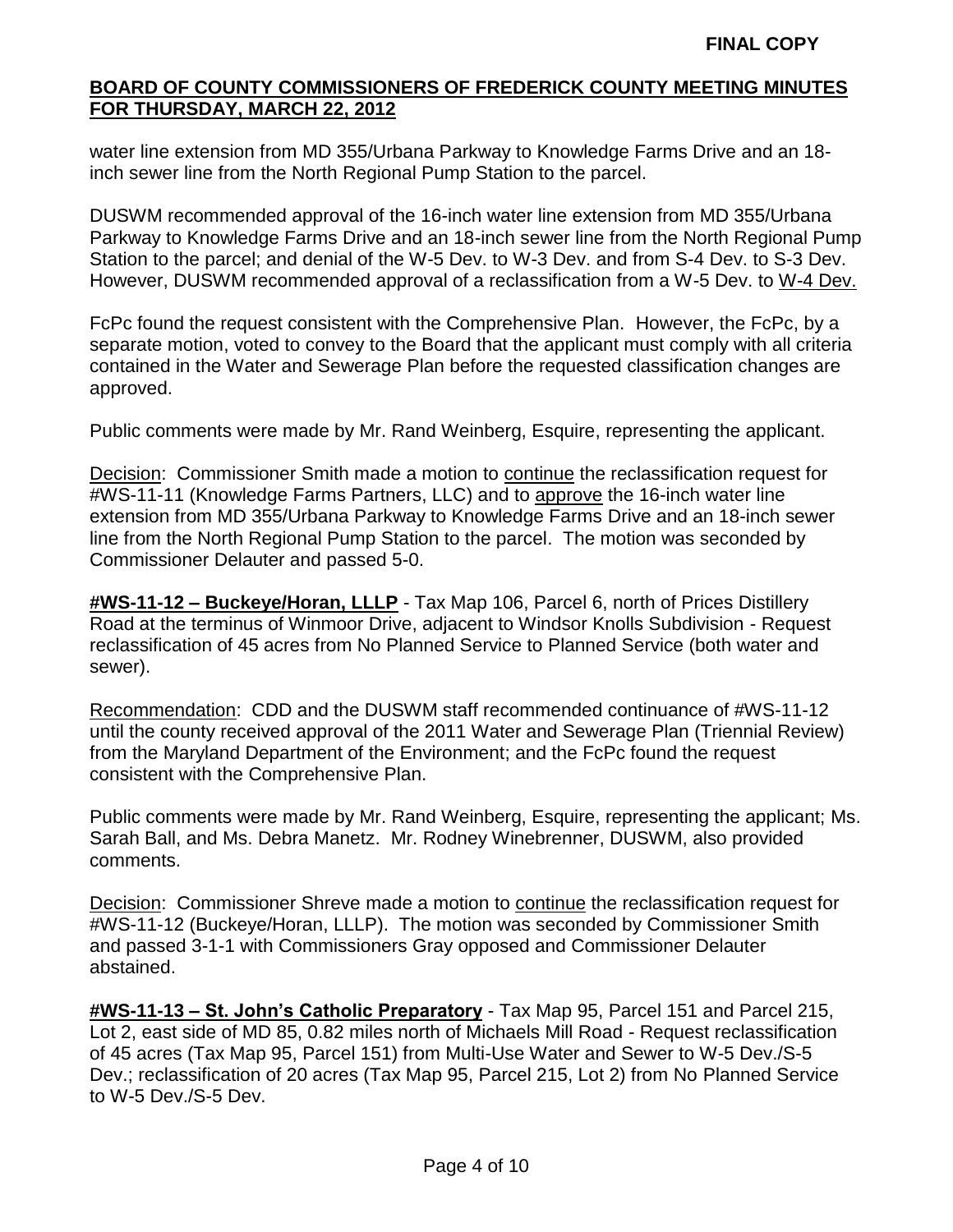water line extension from MD 355/Urbana Parkway to Knowledge Farms Drive and an 18-inch sewer line from the North Regional Pump Station to the parcel.

DUSWM recommended approval of the 16-inch water line extension from MD 355/Urbana Parkway to Knowledge Farms Drive and an 18-inch sewer line from the North Regional Pump Station to the parcel; and denial of the W-5 Dev. to W-3 Dev. and from S-4 Dev. to S-3 Dev. However, DUSWM recommended approval of a reclassification from a W-5 Dev. to <u>W-4 Dev.</u>

FcPc found the request consistent with the Comprehensive Plan. However, the FcPc, by a separate motion, voted to convey to the Board that the applicant must comply with all criteria contained in the Water and Sewerage Plan before the requested classification changes are approved.

Public comments were made by Mr. Rand Weinberg, Esquire, representing the applicant.

<u>Decision</u>: Commissioner Smith made a motion to <u>continue</u> the reclassification request for #WS-11-11 (Knowledge Farms Partners, LLC) and to <u>approve</u> the 16-inch water line extension from MD 355/Urbana Parkway to Knowledge Farms Drive and an 18-inch sewer line from the North Regional Pump Station to the parcel. The motion was seconded by Commissioner Delauter and passed 5-0.

**<u>#WS-11-12 – Buckeye/Horan, LLLP</u>** - Tax Map 106, Parcel 6, north of Prices Distillery Road at the terminus of Winmoor Drive, adjacent to Windsor Knolls Subdivision - Request reclassification of 45 acres from No Planned Service to Planned Service (both water and sewer).

<u>Recommendation</u>: CDD and the DUSWM staff recommended continuance of #WS-11-12 until the county received approval of the 2011 Water and Sewerage Plan (Triennial Review) from the Maryland Department of the Environment; and the FcPc found the request consistent with the Comprehensive Plan.

Public comments were made by Mr. Rand Weinberg, Esquire, representing the applicant; Ms. Sarah Ball, and Ms. Debra Manetz. Mr. Rodney Winebrenner, DUSWM, also provided comments.

<u>Decision</u>: Commissioner Shreve made a motion to <u>continue</u> the reclassification request for #WS-11-12 (Buckeye/Horan, LLLP). The motion was seconded by Commissioner Smith and passed 3-1-1 with Commissioners Gray opposed and Commissioner Delauter abstained.

**<u>#WS-11-13 – St. John's Catholic Preparatory</u>** - Tax Map 95, Parcel 151 and Parcel 215, Lot 2, east side of MD 85, 0.82 miles north of Michaels Mill Road - Request reclassification of 45 acres (Tax Map 95, Parcel 151) from Multi-Use Water and Sewer to W-5 Dev./S-5 Dev.; reclassification of 20 acres (Tax Map 95, Parcel 215, Lot 2) from No Planned Service to W-5 Dev./S-5 Dev.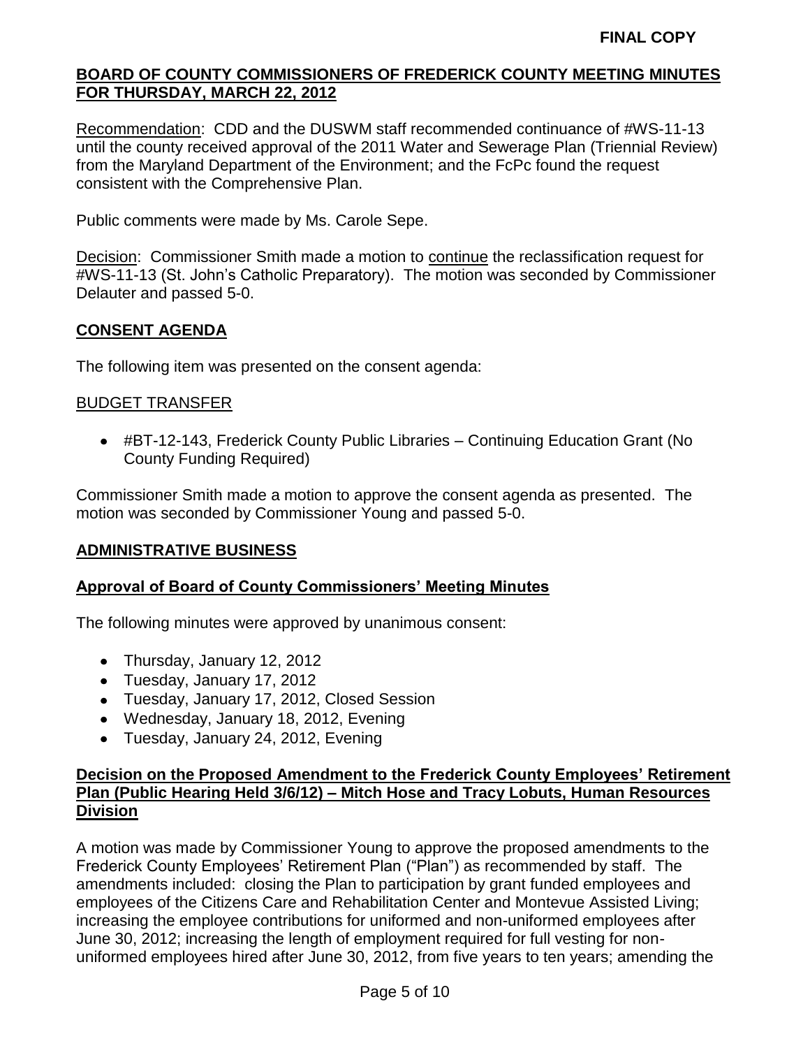Recommendation: CDD and the DUSWM staff recommended continuance of #WS-11-13 until the county received approval of the 2011 Water and Sewerage Plan (Triennial Review) from the Maryland Department of the Environment; and the FcPc found the request consistent with the Comprehensive Plan.

Public comments were made by Ms. Carole Sepe.

Decision: Commissioner Smith made a motion to continue the reclassification request for #WS-11-13 (St. John's Catholic Preparatory). The motion was seconded by Commissioner Delauter and passed 5-0.

## CONSENT AGENDA

The following item was presented on the consent agenda:

BUDGET TRANSFER

- #BT-12-143, Frederick County Public Libraries – Continuing Education Grant (No County Funding Required)

Commissioner Smith made a motion to approve the consent agenda as presented. The motion was seconded by Commissioner Young and passed 5-0.

## ADMINISTRATIVE BUSINESS

### Approval of Board of County Commissioners' Meeting Minutes

The following minutes were approved by unanimous consent:

- Thursday, January 12, 2012
- Tuesday, January 17, 2012
- Tuesday, January 17, 2012, Closed Session
- Wednesday, January 18, 2012, Evening
- Tuesday, January 24, 2012, Evening

### Decision on the Proposed Amendment to the Frederick County Employees' Retirement Plan (Public Hearing Held 3/6/12) – Mitch Hose and Tracy Lobuts, Human Resources Division

A motion was made by Commissioner Young to approve the proposed amendments to the Frederick County Employees' Retirement Plan ("Plan") as recommended by staff. The amendments included: closing the Plan to participation by grant funded employees and employees of the Citizens Care and Rehabilitation Center and Montevue Assisted Living; increasing the employee contributions for uniformed and non-uniformed employees after June 30, 2012; increasing the length of employment required for full vesting for non-uniformed employees hired after June 30, 2012, from five years to ten years; amending the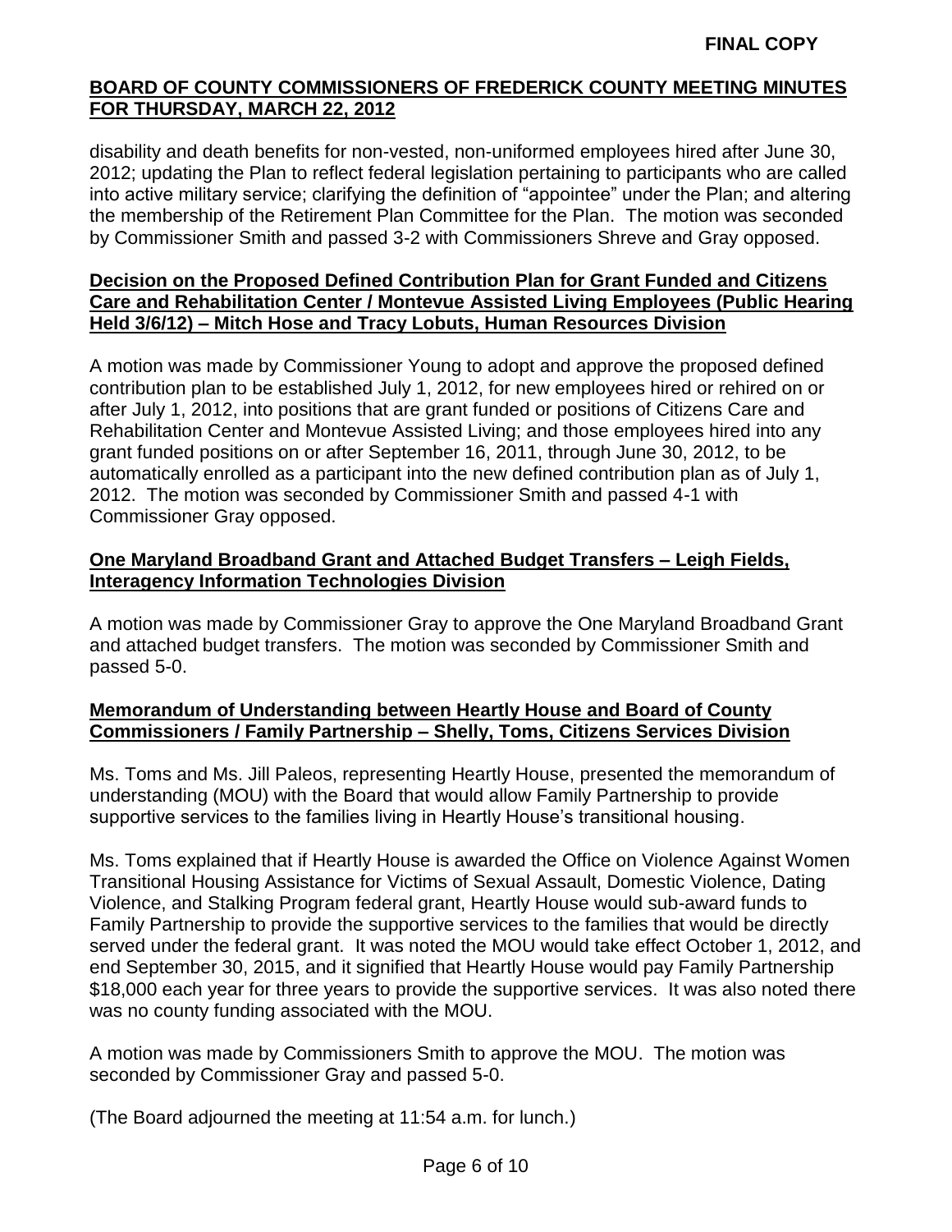disability and death benefits for non-vested, non-uniformed employees hired after June 30, 2012; updating the Plan to reflect federal legislation pertaining to participants who are called into active military service; clarifying the definition of "appointee" under the Plan; and altering the membership of the Retirement Plan Committee for the Plan. The motion was seconded by Commissioner Smith and passed 3-2 with Commissioners Shreve and Gray opposed.

**Decision on the Proposed Defined Contribution Plan for Grant Funded and Citizens Care and Rehabilitation Center / Montevue Assisted Living Employees (Public Hearing Held 3/6/12) – Mitch Hose and Tracy Lobuts, Human Resources Division**

A motion was made by Commissioner Young to adopt and approve the proposed defined contribution plan to be established July 1, 2012, for new employees hired or rehired on or after July 1, 2012, into positions that are grant funded or positions of Citizens Care and Rehabilitation Center and Montevue Assisted Living; and those employees hired into any grant funded positions on or after September 16, 2011, through June 30, 2012, to be automatically enrolled as a participant into the new defined contribution plan as of July 1, 2012. The motion was seconded by Commissioner Smith and passed 4-1 with Commissioner Gray opposed.

**One Maryland Broadband Grant and Attached Budget Transfers – Leigh Fields, Interagency Information Technologies Division**

A motion was made by Commissioner Gray to approve the One Maryland Broadband Grant and attached budget transfers. The motion was seconded by Commissioner Smith and passed 5-0.

**Memorandum of Understanding between Heartly House and Board of County Commissioners / Family Partnership – Shelly, Toms, Citizens Services Division**

Ms. Toms and Ms. Jill Paleos, representing Heartly House, presented the memorandum of understanding (MOU) with the Board that would allow Family Partnership to provide supportive services to the families living in Heartly House's transitional housing.

Ms. Toms explained that if Heartly House is awarded the Office on Violence Against Women Transitional Housing Assistance for Victims of Sexual Assault, Domestic Violence, Dating Violence, and Stalking Program federal grant, Heartly House would sub-award funds to Family Partnership to provide the supportive services to the families that would be directly served under the federal grant. It was noted the MOU would take effect October 1, 2012, and end September 30, 2015, and it signified that Heartly House would pay Family Partnership \$18,000 each year for three years to provide the supportive services. It was also noted there was no county funding associated with the MOU.

A motion was made by Commissioners Smith to approve the MOU. The motion was seconded by Commissioner Gray and passed 5-0.

(The Board adjourned the meeting at 11:54 a.m. for lunch.)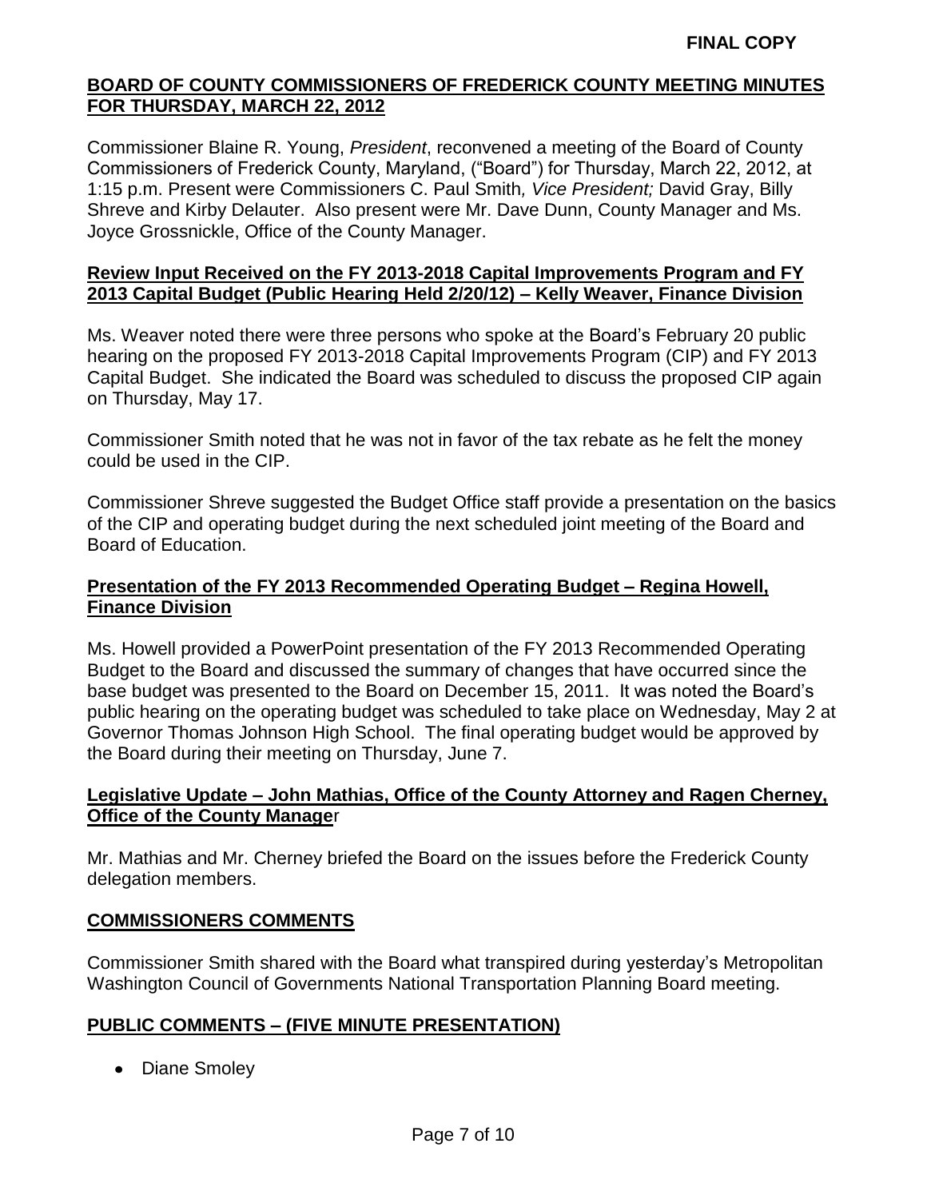**FINAL COPY**

## BOARD OF COUNTY COMMISSIONERS OF FREDERICK COUNTY MEETING MINUTES FOR THURSDAY, MARCH 22, 2012

Commissioner Blaine R. Young, *President*, reconvened a meeting of the Board of County Commissioners of Frederick County, Maryland, ("Board") for Thursday, March 22, 2012, at 1:15 p.m. Present were Commissioners C. Paul Smith*, Vice President;* David Gray, Billy Shreve and Kirby Delauter. Also present were Mr. Dave Dunn, County Manager and Ms. Joyce Grossnickle, Office of the County Manager.

### Review Input Received on the FY 2013-2018 Capital Improvements Program and FY 2013 Capital Budget (Public Hearing Held 2/20/12) – Kelly Weaver, Finance Division

Ms. Weaver noted there were three persons who spoke at the Board's February 20 public hearing on the proposed FY 2013-2018 Capital Improvements Program (CIP) and FY 2013 Capital Budget. She indicated the Board was scheduled to discuss the proposed CIP again on Thursday, May 17.

Commissioner Smith noted that he was not in favor of the tax rebate as he felt the money could be used in the CIP.

Commissioner Shreve suggested the Budget Office staff provide a presentation on the basics of the CIP and operating budget during the next scheduled joint meeting of the Board and Board of Education.

### Presentation of the FY 2013 Recommended Operating Budget – Regina Howell, Finance Division

Ms. Howell provided a PowerPoint presentation of the FY 2013 Recommended Operating Budget to the Board and discussed the summary of changes that have occurred since the base budget was presented to the Board on December 15, 2011. It was noted the Board's public hearing on the operating budget was scheduled to take place on Wednesday, May 2 at Governor Thomas Johnson High School. The final operating budget would be approved by the Board during their meeting on Thursday, June 7.

### Legislative Update – John Mathias, Office of the County Attorney and Ragen Cherney, Office of the County Manager

Mr. Mathias and Mr. Cherney briefed the Board on the issues before the Frederick County delegation members.

### COMMISSIONERS COMMENTS

Commissioner Smith shared with the Board what transpired during yesterday's Metropolitan Washington Council of Governments National Transportation Planning Board meeting.

### PUBLIC COMMENTS – (FIVE MINUTE PRESENTATION)

- Diane Smoley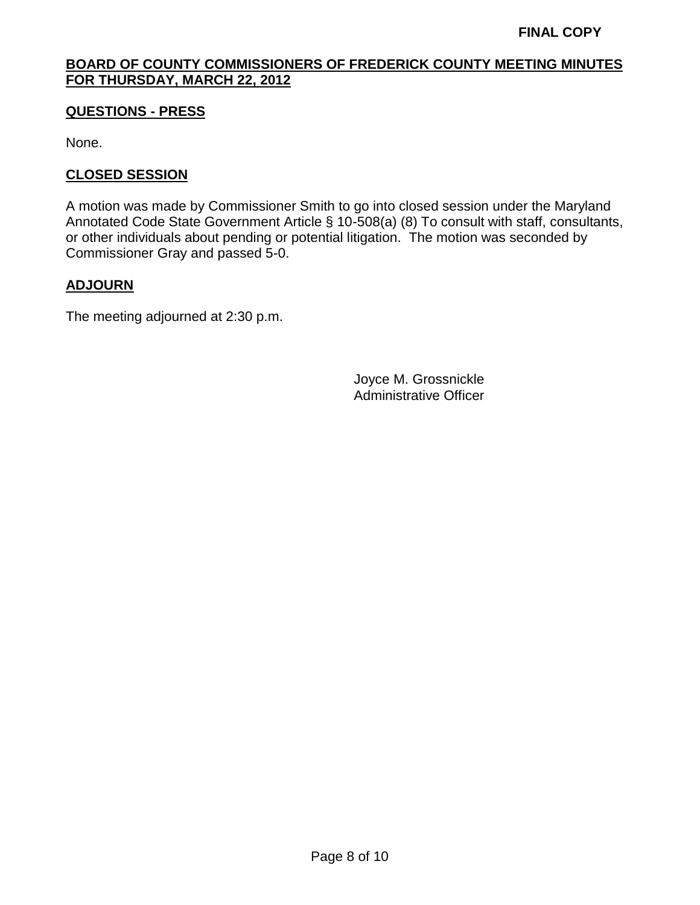**FINAL COPY**

**BOARD OF COUNTY COMMISSIONERS OF FREDERICK COUNTY MEETING MINUTES FOR THURSDAY, MARCH 22, 2012**

## QUESTIONS - PRESS

None.

## CLOSED SESSION

A motion was made by Commissioner Smith to go into closed session under the Maryland Annotated Code State Government Article § 10-508(a) (8) To consult with staff, consultants, or other individuals about pending or potential litigation. The motion was seconded by Commissioner Gray and passed 5-0.

## ADJOURN

The meeting adjourned at 2:30 p.m.

Joyce M. Grossnickle
Administrative Officer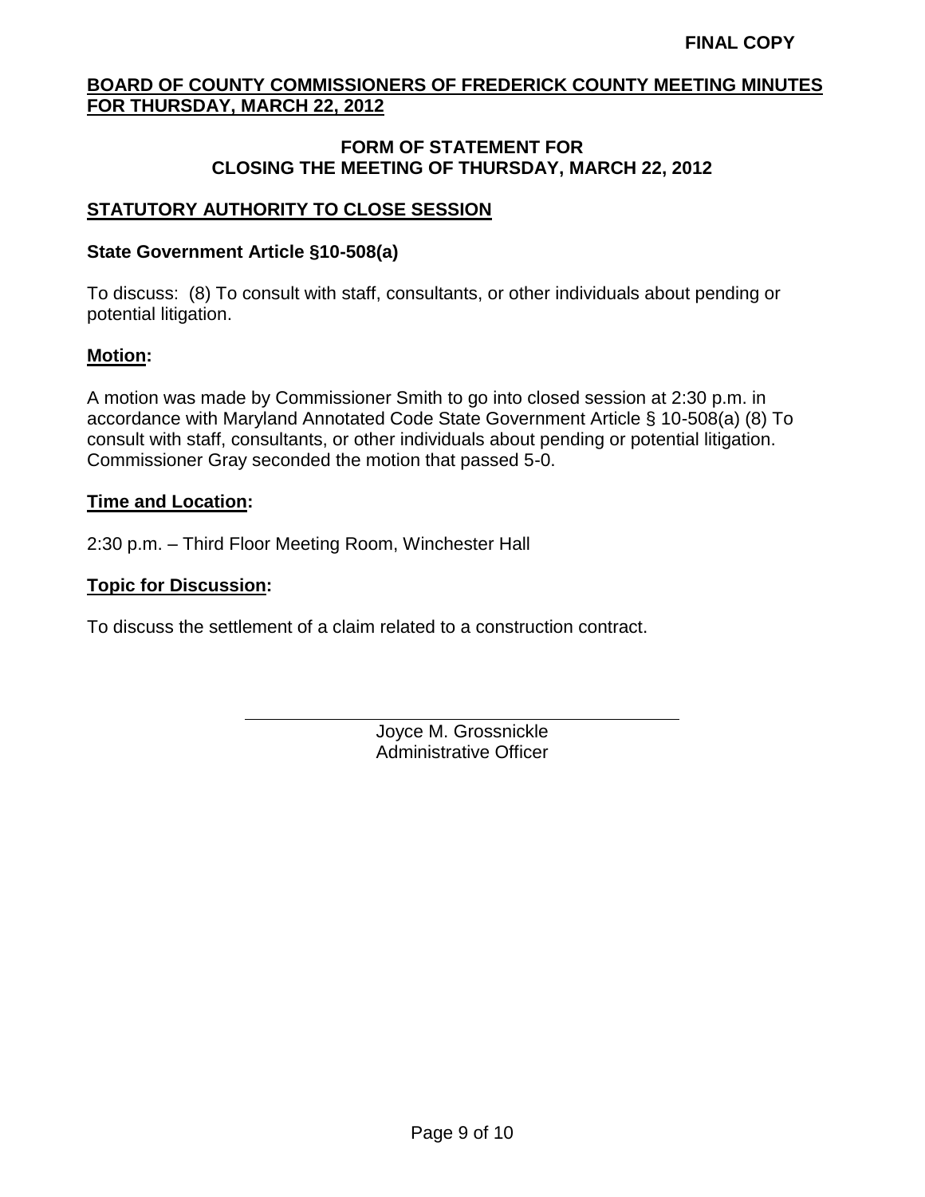**FINAL COPY**

**BOARD OF COUNTY COMMISSIONERS OF FREDERICK COUNTY MEETING MINUTES FOR THURSDAY, MARCH 22, 2012**

**FORM OF STATEMENT FOR CLOSING THE MEETING OF THURSDAY, MARCH 22, 2012**

## STATUTORY AUTHORITY TO CLOSE SESSION

**State Government Article §10-508(a)**

To discuss: (8) To consult with staff, consultants, or other individuals about pending or potential litigation.

**Motion:**

A motion was made by Commissioner Smith to go into closed session at 2:30 p.m. in accordance with Maryland Annotated Code State Government Article § 10-508(a) (8) To consult with staff, consultants, or other individuals about pending or potential litigation. Commissioner Gray seconded the motion that passed 5-0.

**Time and Location:**

2:30 p.m. – Third Floor Meeting Room, Winchester Hall

**Topic for Discussion:**

To discuss the settlement of a claim related to a construction contract.

Joyce M. Grossnickle
Administrative Officer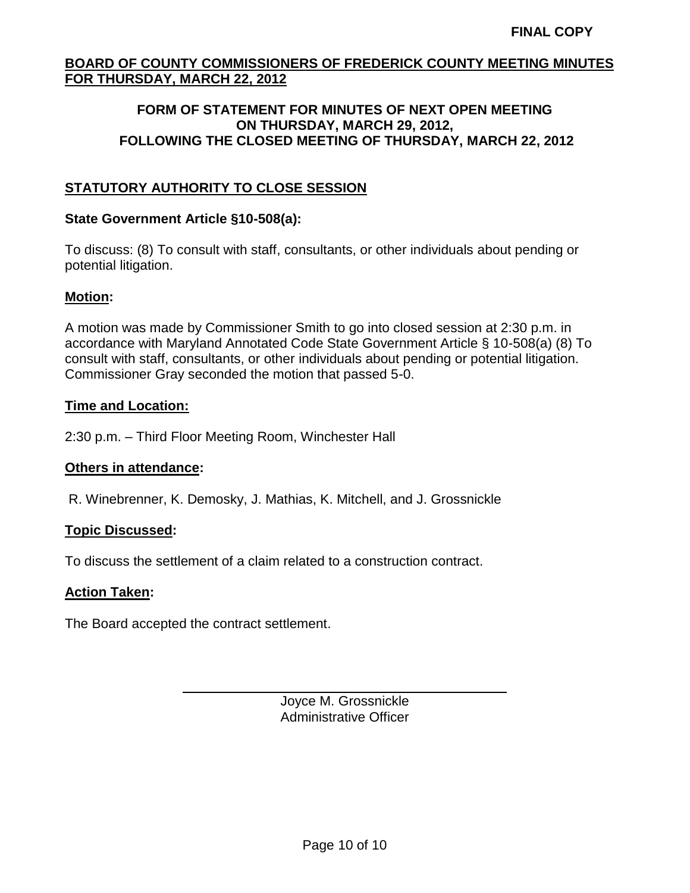**FINAL COPY**

**BOARD OF COUNTY COMMISSIONERS OF FREDERICK COUNTY MEETING MINUTES FOR THURSDAY, MARCH 22, 2012**

**FORM OF STATEMENT FOR MINUTES OF NEXT OPEN MEETING ON THURSDAY, MARCH 29, 2012, FOLLOWING THE CLOSED MEETING OF THURSDAY, MARCH 22, 2012**

## STATUTORY AUTHORITY TO CLOSE SESSION

**State Government Article §10-508(a):**

To discuss: (8) To consult with staff, consultants, or other individuals about pending or potential litigation.

**Motion:**

A motion was made by Commissioner Smith to go into closed session at 2:30 p.m. in accordance with Maryland Annotated Code State Government Article § 10-508(a) (8) To consult with staff, consultants, or other individuals about pending or potential litigation. Commissioner Gray seconded the motion that passed 5-0.

**Time and Location:**

2:30 p.m. – Third Floor Meeting Room, Winchester Hall

**Others in attendance:**

R. Winebrenner, K. Demosky, J. Mathias, K. Mitchell, and J. Grossnickle

**Topic Discussed:**

To discuss the settlement of a claim related to a construction contract.

**Action Taken:**

The Board accepted the contract settlement.

Joyce M. Grossnickle
Administrative Officer